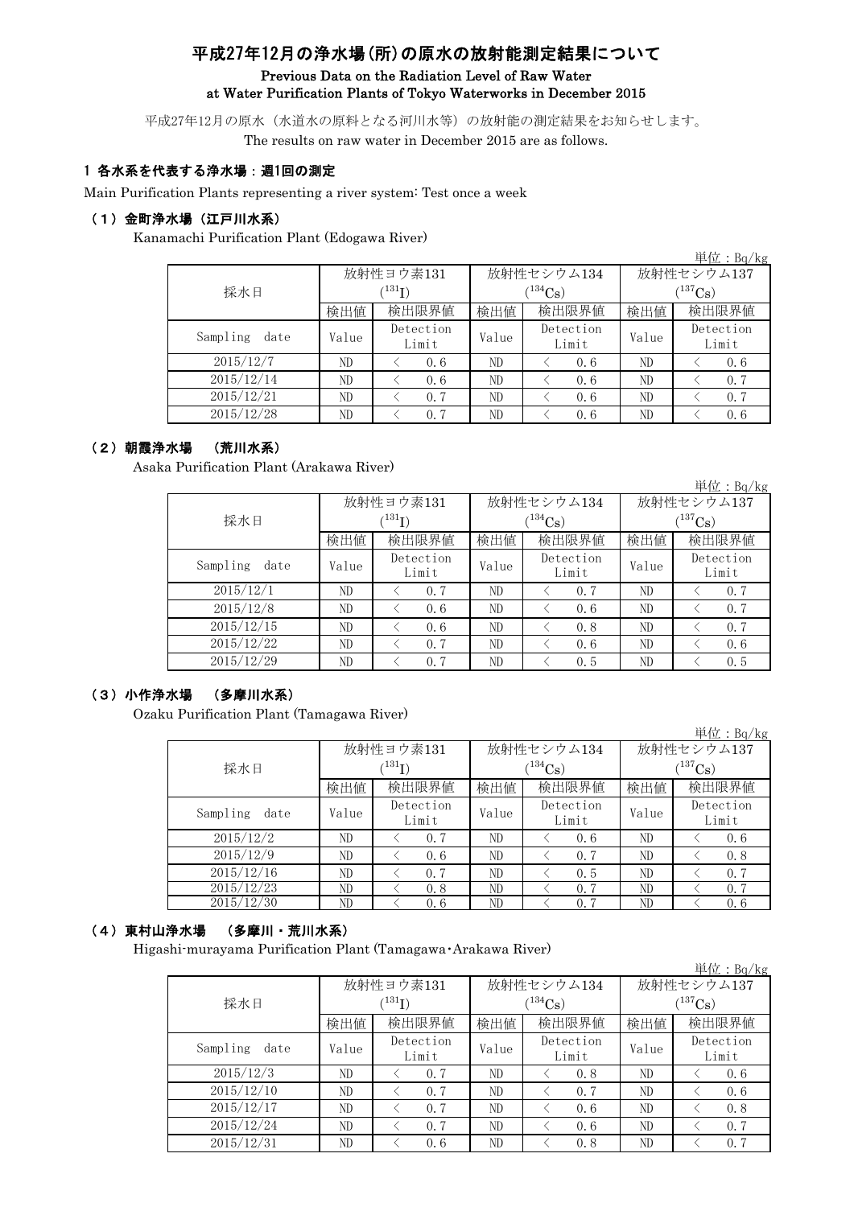# 平成27年12月の浄水場（所）の原水の放射能測定結果について

**Previous Data on the Radiation Level of Raw Water at Water Purification Plants of Tokyo Waterworks in December 2015**

平成27年12月の原水（水道水の原料となる河川水等）の放射能の測定結果をお知らせします。

The results on raw water in December 2015 are as follows.

## 1 各水系を代表する浄水場：週1回の測定

Main Purification Plants representing a river system: Test once a week

### （1）金町浄水場（江戸川水系）

Kanamachi Purification Plant (Edogawa River)

単位：Bq/kg

| 採水日 | 放射性ヨウ素131 ($^{131}I$) | | 放射性セシウム134 ($^{134}Cs$) | | 放射性セシウム137 ($^{137}Cs$) | |
|---|---|---|---|---|---|---|
| | 検出値 | 検出限界値 | 検出値 | 検出限界値 | 検出値 | 検出限界値 |
| Sampling date | Value | Detection Limit | Value | Detection Limit | Value | Detection Limit |
| 2015/12/7 | ND | ＜ 0.6 | ND | ＜ 0.6 | ND | ＜ 0.6 |
| 2015/12/14 | ND | ＜ 0.6 | ND | ＜ 0.6 | ND | ＜ 0.7 |
| 2015/12/21 | ND | ＜ 0.7 | ND | ＜ 0.6 | ND | ＜ 0.7 |
| 2015/12/28 | ND | ＜ 0.7 | ND | ＜ 0.6 | ND | ＜ 0.6 |

### （2）朝霞浄水場 （荒川水系）

Asaka Purification Plant (Arakawa River)

単位：Bq/kg

| 採水日 | 放射性ヨウ素131 ($^{131}I$) | | 放射性セシウム134 ($^{134}Cs$) | | 放射性セシウム137 ($^{137}Cs$) | |
|---|---|---|---|---|---|---|
| | 検出値 | 検出限界値 | 検出値 | 検出限界値 | 検出値 | 検出限界値 |
| Sampling date | Value | Detection Limit | Value | Detection Limit | Value | Detection Limit |
| 2015/12/1 | ND | ＜ 0.7 | ND | ＜ 0.7 | ND | ＜ 0.7 |
| 2015/12/8 | ND | ＜ 0.6 | ND | ＜ 0.6 | ND | ＜ 0.7 |
| 2015/12/15 | ND | ＜ 0.6 | ND | ＜ 0.8 | ND | ＜ 0.7 |
| 2015/12/22 | ND | ＜ 0.7 | ND | ＜ 0.6 | ND | ＜ 0.6 |
| 2015/12/29 | ND | ＜ 0.7 | ND | ＜ 0.5 | ND | ＜ 0.5 |

### （3）小作浄水場 （多摩川水系）

Ozaku Purification Plant (Tamagawa River)

単位：Bq/kg

| 採水日 | 放射性ヨウ素131 ($^{131}I$) | | 放射性セシウム134 ($^{134}Cs$) | | 放射性セシウム137 ($^{137}Cs$) | |
|---|---|---|---|---|---|---|
| | 検出値 | 検出限界値 | 検出値 | 検出限界値 | 検出値 | 検出限界値 |
| Sampling date | Value | Detection Limit | Value | Detection Limit | Value | Detection Limit |
| 2015/12/2 | ND | ＜ 0.7 | ND | ＜ 0.6 | ND | ＜ 0.6 |
| 2015/12/9 | ND | ＜ 0.6 | ND | ＜ 0.7 | ND | ＜ 0.8 |
| 2015/12/16 | ND | ＜ 0.7 | ND | ＜ 0.5 | ND | ＜ 0.7 |
| 2015/12/23 | ND | ＜ 0.8 | ND | ＜ 0.7 | ND | ＜ 0.7 |
| 2015/12/30 | ND | ＜ 0.6 | ND | ＜ 0.7 | ND | ＜ 0.6 |

### （4）東村山浄水場 （多摩川・荒川水系）

Higashi-murayama Purification Plant (Tamagawa･Arakawa River)

単位：Bq/kg

| 採水日 | 放射性ヨウ素131 ($^{131}I$) | | 放射性セシウム134 ($^{134}Cs$) | | 放射性セシウム137 ($^{137}Cs$) | |
|---|---|---|---|---|---|---|
| | 検出値 | 検出限界値 | 検出値 | 検出限界値 | 検出値 | 検出限界値 |
| Sampling date | Value | Detection Limit | Value | Detection Limit | Value | Detection Limit |
| 2015/12/3 | ND | ＜ 0.7 | ND | ＜ 0.8 | ND | ＜ 0.6 |
| 2015/12/10 | ND | ＜ 0.7 | ND | ＜ 0.7 | ND | ＜ 0.6 |
| 2015/12/17 | ND | ＜ 0.7 | ND | ＜ 0.6 | ND | ＜ 0.8 |
| 2015/12/24 | ND | ＜ 0.7 | ND | ＜ 0.6 | ND | ＜ 0.7 |
| 2015/12/31 | ND | ＜ 0.6 | ND | ＜ 0.8 | ND | ＜ 0.7 |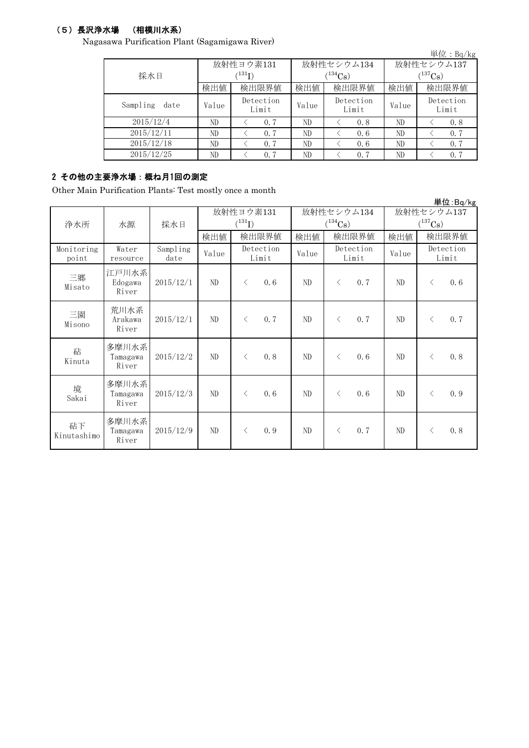### （5）長沢浄水場　（相模川水系）

Nagasawa Purification Plant (Sagamigawa River)

単位：Bq/kg

| 採水日 | 放射性ヨウ素131 ($^{131}I$) | | 放射性セシウム134 ($^{134}Cs$) | | 放射性セシウム137 ($^{137}Cs$) | |
|---|---|---|---|---|---|---|
| | 検出値 | 検出限界値 | 検出値 | 検出限界値 | 検出値 | 検出限界値 |
| Sampling date | Value | Detection Limit | Value | Detection Limit | Value | Detection Limit |
| 2015/12/4 | ND | ＜ 0.7 | ND | ＜ 0.8 | ND | ＜ 0.8 |
| 2015/12/11 | ND | ＜ 0.7 | ND | ＜ 0.6 | ND | ＜ 0.7 |
| 2015/12/18 | ND | ＜ 0.7 | ND | ＜ 0.6 | ND | ＜ 0.7 |
| 2015/12/25 | ND | ＜ 0.7 | ND | ＜ 0.7 | ND | ＜ 0.7 |

## 2 その他の主要浄水場：概ね月1回の測定

Other Main Purification Plants: Test mostly once a month

単位:Bq/kg

| 浄水所 | 水源 | 採水日 | 放射性ヨウ素131 ($^{131}I$) | | 放射性セシウム134 ($^{134}Cs$) | | 放射性セシウム137 ($^{137}Cs$) | |
|---|---|---|---|---|---|---|---|---|
| | | | 検出値 | 検出限界値 | 検出値 | 検出限界値 | 検出値 | 検出限界値 |
| Monitoring point | Water resource | Sampling date | Value | Detection Limit | Value | Detection Limit | Value | Detection Limit |
| 三郷 Misato | 江戸川水系 Edogawa River | 2015/12/1 | ND | ＜ 0.6 | ND | ＜ 0.7 | ND | ＜ 0.6 |
| 三園 Misono | 荒川水系 Arakawa River | 2015/12/1 | ND | ＜ 0.7 | ND | ＜ 0.7 | ND | ＜ 0.7 |
| 砧 Kinuta | 多摩川水系 Tamagawa River | 2015/12/2 | ND | ＜ 0.8 | ND | ＜ 0.6 | ND | ＜ 0.8 |
| 境 Sakai | 多摩川水系 Tamagawa River | 2015/12/3 | ND | ＜ 0.6 | ND | ＜ 0.6 | ND | ＜ 0.9 |
| 砧下 Kinutashimo | 多摩川水系 Tamagawa River | 2015/12/9 | ND | ＜ 0.9 | ND | ＜ 0.7 | ND | ＜ 0.8 |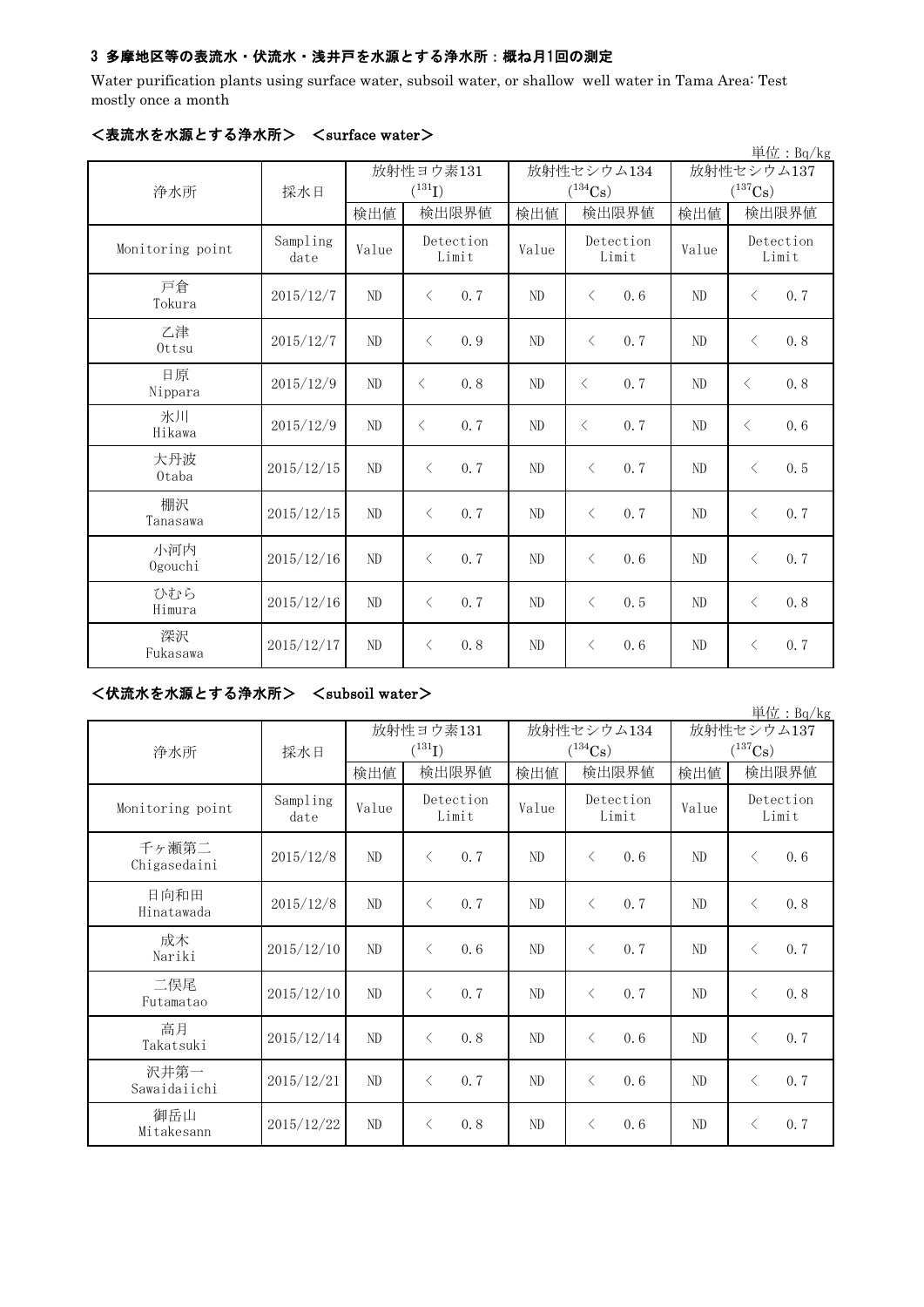### 3 多摩地区等の表流水・伏流水・浅井戸を水源とする浄水所：概ね月1回の測定

Water purification plants using surface water, subsoil water, or shallow well water in Tama Area: Test mostly once a month

#### <表流水を水源とする浄水所> <surface water>

単位：Bq/kg

| 浄水所 | 採水日 | 放射性ヨウ素131 ($^{131}$I) | | 放射性セシウム134 ($^{134}$Cs) | | 放射性セシウム137 ($^{137}$Cs) | |
|---|---|---|---|---|---|---|---|
| | | 検出値 | 検出限界値 | 検出値 | 検出限界値 | 検出値 | 検出限界値 |
| Monitoring point | Sampling date | Value | Detection Limit | Value | Detection Limit | Value | Detection Limit |
| 戸倉 Tokura | 2015/12/7 | ND | < 0.7 | ND | < 0.6 | ND | < 0.7 |
| 乙津 Ottsu | 2015/12/7 | ND | < 0.9 | ND | < 0.7 | ND | < 0.8 |
| 日原 Nippara | 2015/12/9 | ND | < 0.8 | ND | < 0.7 | ND | < 0.8 |
| 氷川 Hikawa | 2015/12/9 | ND | < 0.7 | ND | < 0.7 | ND | < 0.6 |
| 大丹波 Otaba | 2015/12/15 | ND | < 0.7 | ND | < 0.7 | ND | < 0.5 |
| 棚沢 Tanasawa | 2015/12/15 | ND | < 0.7 | ND | < 0.7 | ND | < 0.7 |
| 小河内 Ogouchi | 2015/12/16 | ND | < 0.7 | ND | < 0.6 | ND | < 0.7 |
| ひむら Himura | 2015/12/16 | ND | < 0.7 | ND | < 0.5 | ND | < 0.8 |
| 深沢 Fukasawa | 2015/12/17 | ND | < 0.8 | ND | < 0.6 | ND | < 0.7 |

#### <伏流水を水源とする浄水所> <subsoil water>

単位：Bq/kg

| 浄水所 | 採水日 | 放射性ヨウ素131 ($^{131}$I) | | 放射性セシウム134 ($^{134}$Cs) | | 放射性セシウム137 ($^{137}$Cs) | |
|---|---|---|---|---|---|---|---|
| | | 検出値 | 検出限界値 | 検出値 | 検出限界値 | 検出値 | 検出限界値 |
| Monitoring point | Sampling date | Value | Detection Limit | Value | Detection Limit | Value | Detection Limit |
| 千ヶ瀬第二 Chigasedaini | 2015/12/8 | ND | < 0.7 | ND | < 0.6 | ND | < 0.6 |
| 日向和田 Hinatawada | 2015/12/8 | ND | < 0.7 | ND | < 0.7 | ND | < 0.8 |
| 成木 Nariki | 2015/12/10 | ND | < 0.6 | ND | < 0.7 | ND | < 0.7 |
| 二俣尾 Futamatao | 2015/12/10 | ND | < 0.7 | ND | < 0.7 | ND | < 0.8 |
| 高月 Takatsuki | 2015/12/14 | ND | < 0.8 | ND | < 0.6 | ND | < 0.7 |
| 沢井第一 Sawaidaiichi | 2015/12/21 | ND | < 0.7 | ND | < 0.6 | ND | < 0.7 |
| 御岳山 Mitakesann | 2015/12/22 | ND | < 0.8 | ND | < 0.6 | ND | < 0.7 |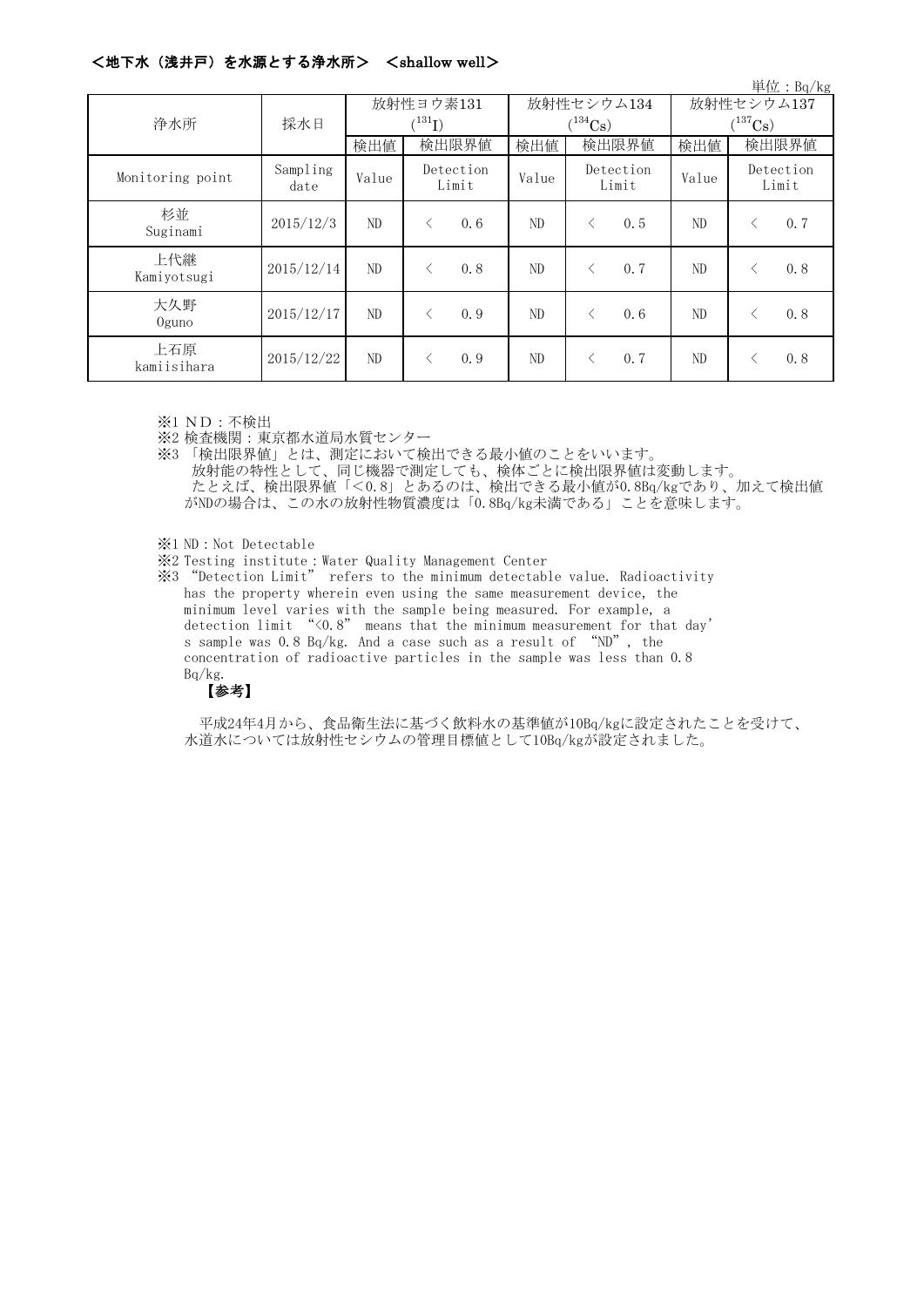## <地下水（浅井戸）を水源とする浄水所>　<shallow well>

単位：Bq/kg

| 浄水所 | 採水日 | 放射性ヨウ素131 ($^{131}I$) | | | 放射性セシウム134 ($^{134}Cs$) | | | 放射性セシウム137 ($^{137}Cs$) | | |
|---|---|---|---|---|---|---|---|---|---|---|
| | | 検出値 | 検出限界値 | | 検出値 | 検出限界値 | | 検出値 | 検出限界値 | |
| Monitoring point | Sampling date | Value | Detection Limit | | Value | Detection Limit | | Value | Detection Limit | |
| 杉並 Suginami | 2015/12/3 | ND | < | 0.6 | ND | < | 0.5 | ND | < | 0.7 |
| 上代継 Kamiyotsugi | 2015/12/14 | ND | < | 0.8 | ND | < | 0.7 | ND | < | 0.8 |
| 大久野 Oguno | 2015/12/17 | ND | < | 0.9 | ND | < | 0.6 | ND | < | 0.8 |
| 上石原 kamiisihara | 2015/12/22 | ND | < | 0.9 | ND | < | 0.7 | ND | < | 0.8 |

※1 ND：不検出
※2 検査機関：東京都水道局水質センター
※3 「検出限界値」とは、測定において検出できる最小値のことをいいます。
　放射能の特性として、同じ機器で測定しても、検体ごとに検出限界値は変動します。
　たとえば、検出限界値「<0.8」とあるのは、検出できる最小値が0.8Bq/kgであり、加えて検出値がNDの場合は、この水の放射性物質濃度は「0.8Bq/kg未満である」ことを意味します。

※1 ND：Not Detectable
※2 Testing institute：Water Quality Management Center
※3 "Detection Limit" refers to the minimum detectable value. Radioactivity has the property wherein even using the same measurement device, the minimum level varies with the sample being measured. For example, a detection limit "<0.8" means that the minimum measurement for that day's sample was 0.8 Bq/kg. And a case such as a result of "ND", the concentration of radioactive particles in the sample was less than 0.8 Bq/kg.

**【参考】**

平成24年4月から、食品衛生法に基づく飲料水の基準値が10Bq/kgに設定されたことを受けて、水道水については放射性セシウムの管理目標値として10Bq/kgが設定されました。